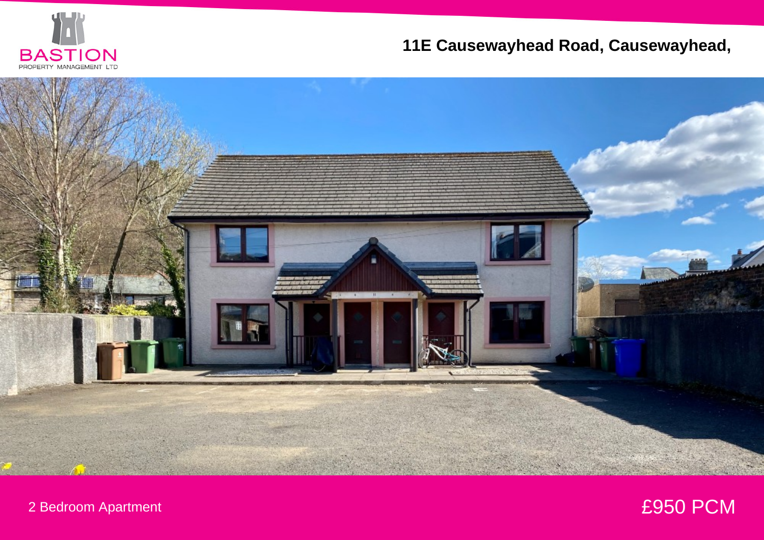BASTION
PROPERTY MANAGEMENT LTD

# 11E Causewayhead Road, Causewayhead,

2 Bedroom Apartment

£950 PCM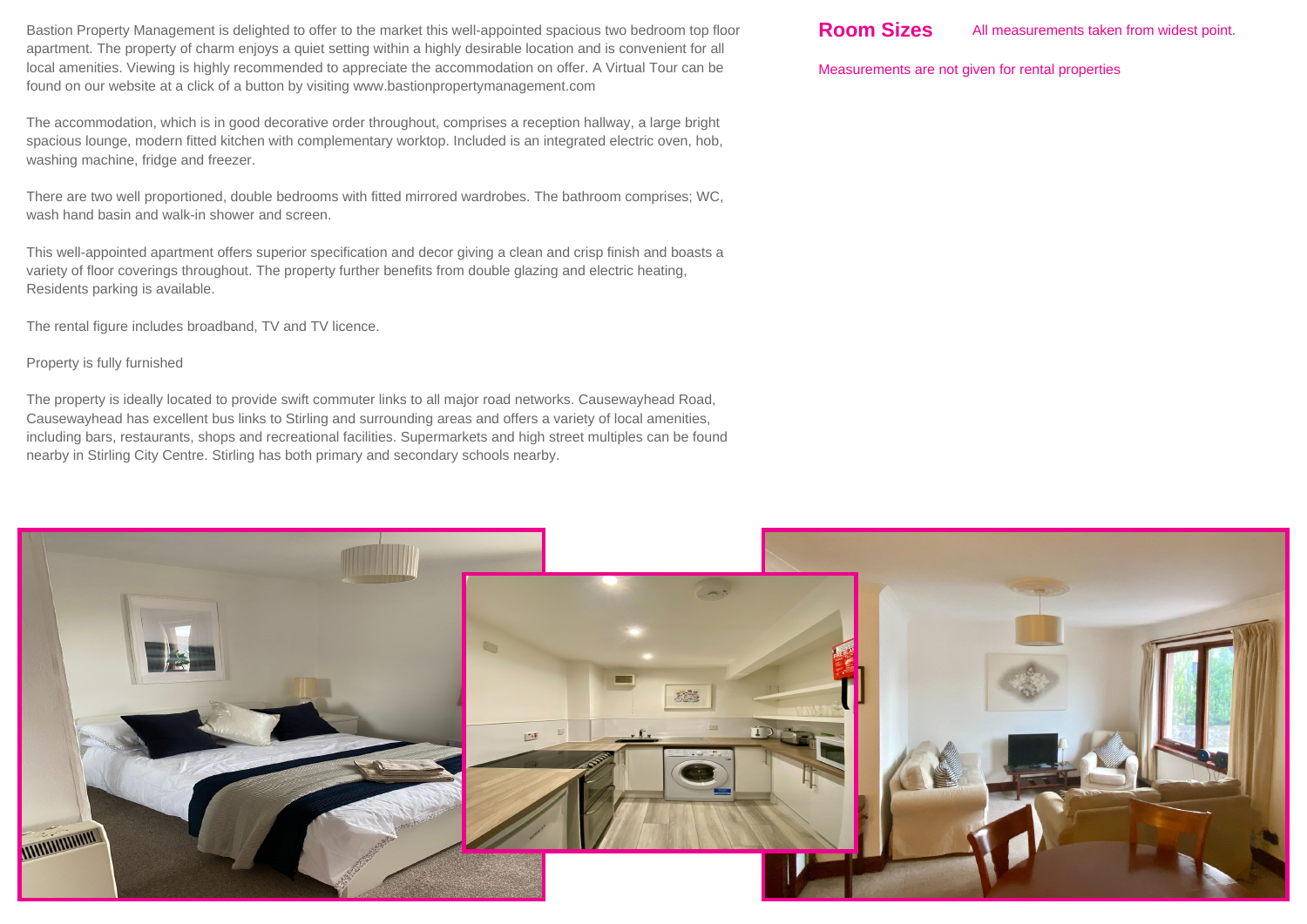Bastion Property Management is delighted to offer to the market this well-appointed spacious two bedroom top floor apartment. The property of charm enjoys a quiet setting within a highly desirable location and is convenient for all local amenities. Viewing is highly recommended to appreciate the accommodation on offer. A Virtual Tour can be found on our website at a click of a button by visiting www.bastionpropertymanagement.com

The accommodation, which is in good decorative order throughout, comprises a reception hallway, a large bright spacious lounge, modern fitted kitchen with complementary worktop. Included is an integrated electric oven, hob, washing machine, fridge and freezer.

There are two well proportioned, double bedrooms with fitted mirrored wardrobes. The bathroom comprises; WC, wash hand basin and walk-in shower and screen.

This well-appointed apartment offers superior specification and decor giving a clean and crisp finish and boasts a variety of floor coverings throughout. The property further benefits from double glazing and electric heating, Residents parking is available.

The rental figure includes broadband, TV and TV licence.

Property is fully furnished

The property is ideally located to provide swift commuter links to all major road networks. Causewayhead Road, Causewayhead has excellent bus links to Stirling and surrounding areas and offers a variety of local amenities, including bars, restaurants, shops and recreational facilities. Supermarkets and high street multiples can be found nearby in Stirling City Centre. Stirling has both primary and secondary schools nearby.

## Room Sizes

All measurements taken from widest point.

Measurements are not given for rental properties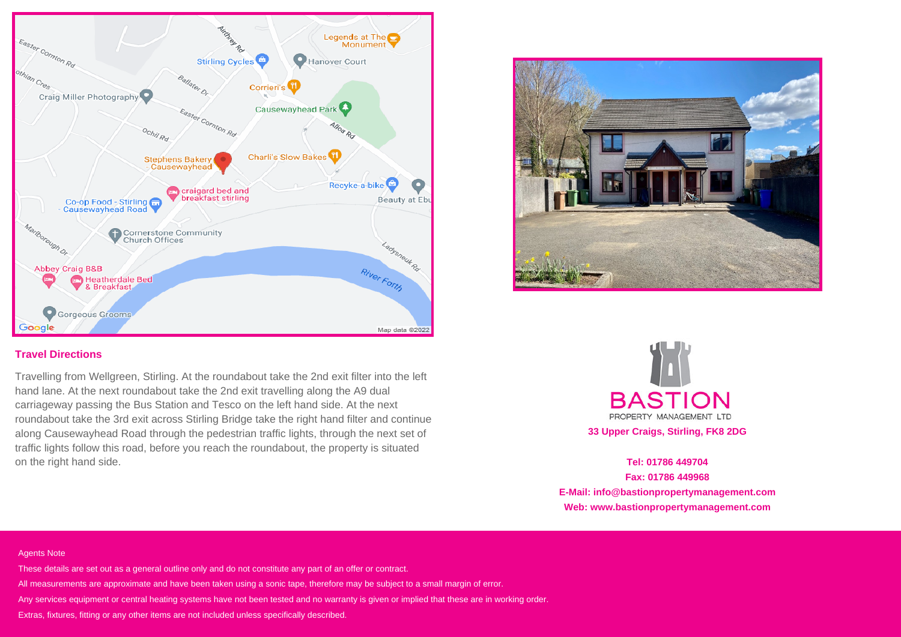## Travel Directions

Travelling from Wellgreen, Stirling. At the roundabout take the 2nd exit filter into the left hand lane. At the next roundabout take the 2nd exit travelling along the A9 dual carriageway passing the Bus Station and Tesco on the left hand side. At the next roundabout take the 3rd exit across Stirling Bridge take the right hand filter and continue along Causewayhead Road through the pedestrian traffic lights, through the next set of traffic lights follow this road, before you reach the roundabout, the property is situated on the right hand side.

BASTION
PROPERTY MANAGEMENT LTD

**33 Upper Craigs, Stirling, FK8 2DG**

**Tel: 01786 449704**
**Fax: 01786 449968**
**E-Mail: info@bastionpropertymanagement.com**
**Web: www.bastionpropertymanagement.com**

Agents Note

These details are set out as a general outline only and do not constitute any part of an offer or contract.

All measurements are approximate and have been taken using a sonic tape, therefore may be subject to a small margin of error.

Any services equipment or central heating systems have not been tested and no warranty is given or implied that these are in working order.

Extras, fixtures, fitting or any other items are not included unless specifically described.